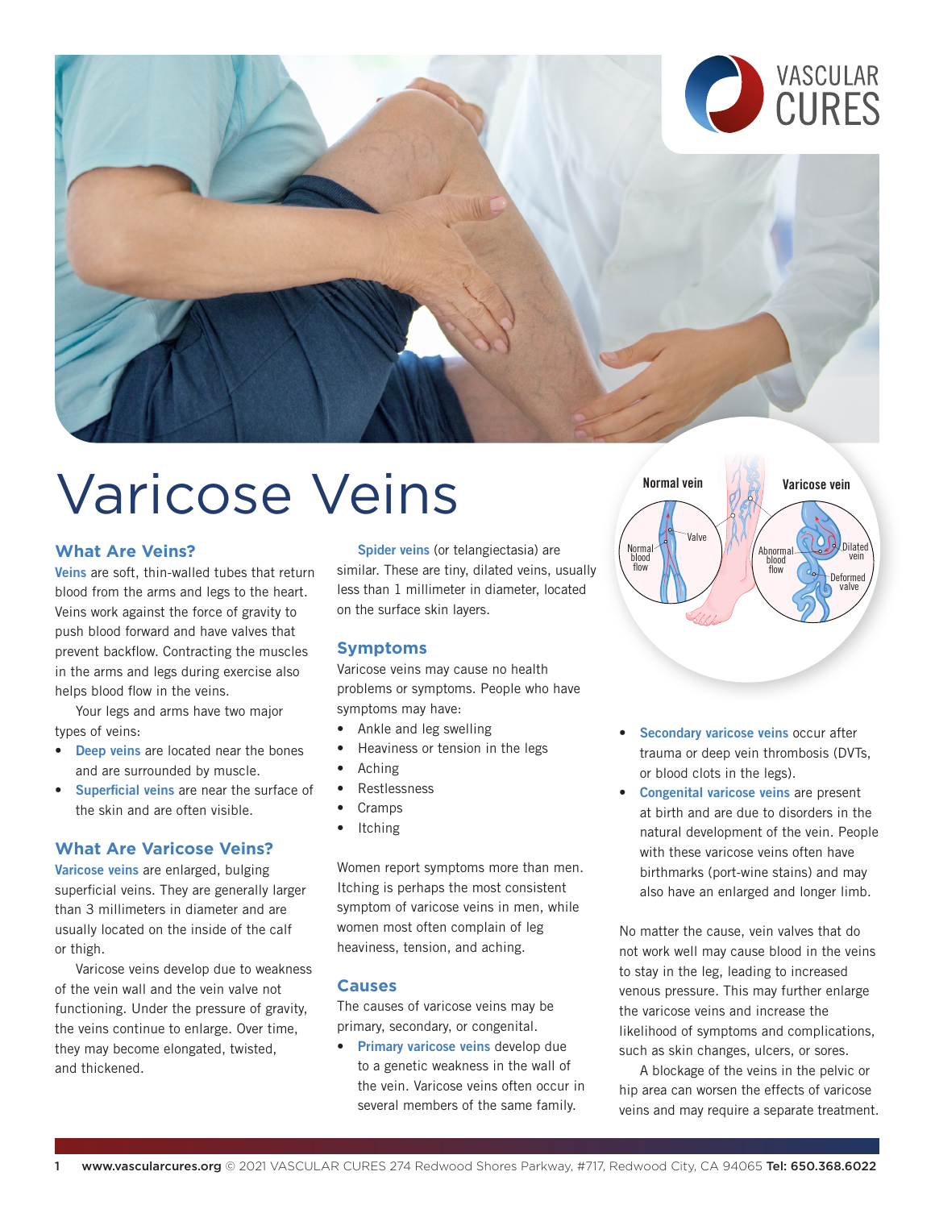# Varicose Veins

## What Are Veins?

**Veins** are soft, thin-walled tubes that return blood from the arms and legs to the heart. Veins work against the force of gravity to push blood forward and have valves that prevent backflow. Contracting the muscles in the arms and legs during exercise also helps blood flow in the veins.

Your legs and arms have two major types of veins:

- **Deep veins** are located near the bones and are surrounded by muscle.
- **Superficial veins** are near the surface of the skin and are often visible.

## What Are Varicose Veins?

**Varicose veins** are enlarged, bulging superficial veins. They are generally larger than 3 millimeters in diameter and are usually located on the inside of the calf or thigh.

Varicose veins develop due to weakness of the vein wall and the vein valve not functioning. Under the pressure of gravity, the veins continue to enlarge. Over time, they may become elongated, twisted, and thickened.

**Spider veins** (or telangiectasia) are similar. These are tiny, dilated veins, usually less than 1 millimeter in diameter, located on the surface skin layers.

## Symptoms

Varicose veins may cause no health problems or symptoms. People who have symptoms may have:

- Ankle and leg swelling
- Heaviness or tension in the legs
- Aching
- Restlessness
- Cramps
- Itching

Women report symptoms more than men. Itching is perhaps the most consistent symptom of varicose veins in men, while women most often complain of leg heaviness, tension, and aching.

## Causes

The causes of varicose veins may be primary, secondary, or congenital.

- **Primary varicose veins** develop due to a genetic weakness in the wall of the vein. Varicose veins often occur in several members of the same family.
- **Secondary varicose veins** occur after trauma or deep vein thrombosis (DVTs, or blood clots in the legs).
- **Congenital varicose veins** are present at birth and are due to disorders in the natural development of the vein. People with these varicose veins often have birthmarks (port-wine stains) and may also have an enlarged and longer limb.

No matter the cause, vein valves that do not work well may cause blood in the veins to stay in the leg, leading to increased venous pressure. This may further enlarge the varicose veins and increase the likelihood of symptoms and complications, such as skin changes, ulcers, or sores.

A blockage of the veins in the pelvic or hip area can worsen the effects of varicose veins and may require a separate treatment.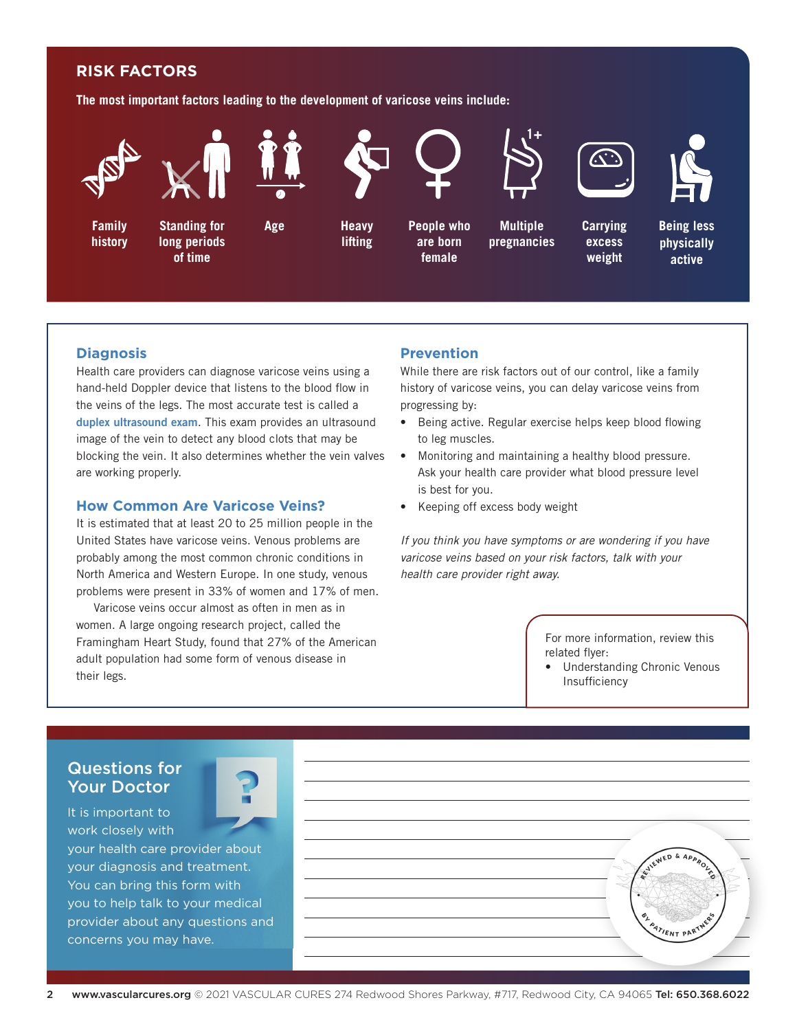## RISK FACTORS

**The most important factors leading to the development of varicose veins include:**

- Family history
- Standing for long periods of time
- Age
- Heavy lifting
- People who are born female
- Multiple pregnancies
- Carrying excess weight
- Being less physically active

### Diagnosis

Health care providers can diagnose varicose veins using a hand-held Doppler device that listens to the blood flow in the veins of the legs. The most accurate test is called a **duplex ultrasound exam**. This exam provides an ultrasound image of the vein to detect any blood clots that may be blocking the vein. It also determines whether the vein valves are working properly.

### How Common Are Varicose Veins?

It is estimated that at least 20 to 25 million people in the United States have varicose veins. Venous problems are probably among the most common chronic conditions in North America and Western Europe. In one study, venous problems were present in 33% of women and 17% of men.

Varicose veins occur almost as often in men as in women. A large ongoing research project, called the Framingham Heart Study, found that 27% of the American adult population had some form of venous disease in their legs.

### Prevention

While there are risk factors out of our control, like a family history of varicose veins, you can delay varicose veins from progressing by:

- Being active. Regular exercise helps keep blood flowing to leg muscles.
- Monitoring and maintaining a healthy blood pressure. Ask your health care provider what blood pressure level is best for you.
- Keeping off excess body weight

*If you think you have symptoms or are wondering if you have varicose veins based on your risk factors, talk with your health care provider right away.*

For more information, review this related flyer:

- Understanding Chronic Venous Insufficiency

## Questions for Your Doctor

It is important to work closely with your health care provider about your diagnosis and treatment. You can bring this form with you to help talk to your medical provider about any questions and concerns you may have.

REVIEWED & APPROVED BY PATIENT PARTNERS

**www.vascularcures.org** © 2021 VASCULAR CURES 274 Redwood Shores Parkway, #717, Redwood City, CA 94065 **Tel: 650.368.6022**